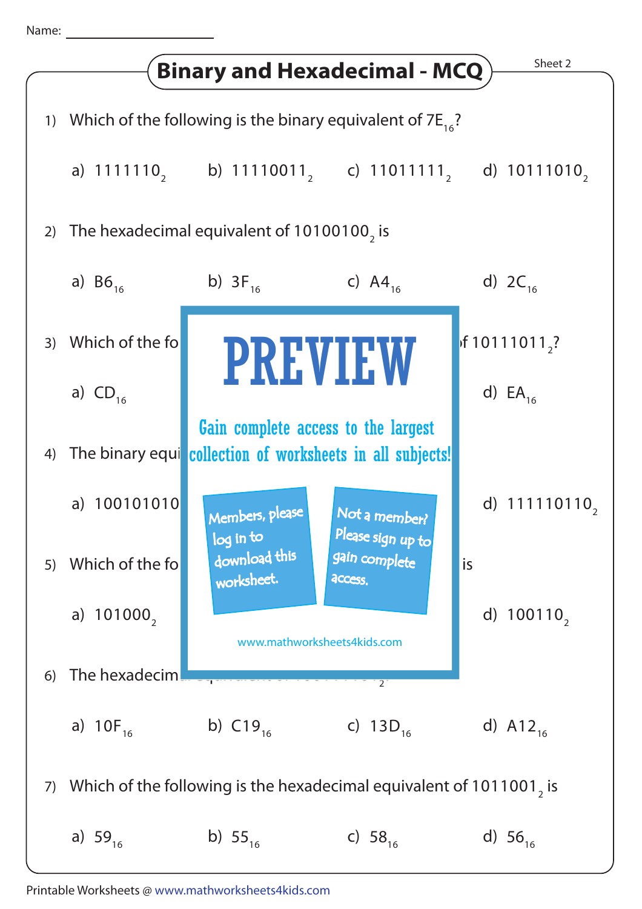Name: ____________________

# Binary and Hexadecimal - MCQ

Sheet 2

1) Which of the following is the binary equivalent of $7E_{16}$?

a) $1111110_2$ b) $11110011_2$ c) $11011111_2$ d) $10111010_2$

2) The hexadecimal equivalent of $10100100_2$ is

a) $B6_{16}$ b) $3F_{16}$ c) $A4_{16}$ d) $2C_{16}$

3) Which of the fo ... f $10111011_2$?

a) $CD_{16}$ ... d) $EA_{16}$

**PREVIEW**

Gain complete access to the largest collection of worksheets in all subjects!

Members, please log in to download this worksheet.

Not a member? Please sign up to gain complete access.

www.mathworksheets4kids.com

4) The binary equi...

a) 100101010 ... d) $111110110_2$

5) Which of the fo ... is

a) $101000_2$ ... d) $100110_2$

6) The hexadecim...

a) $10F_{16}$ b) $C19_{16}$ c) $13D_{16}$ d) $A12_{16}$

7) Which of the following is the hexadecimal equivalent of $1011001_2$ is

a) $59_{16}$ b) $55_{16}$ c) $58_{16}$ d) $56_{16}$

Printable Worksheets @ www.mathworksheets4kids.com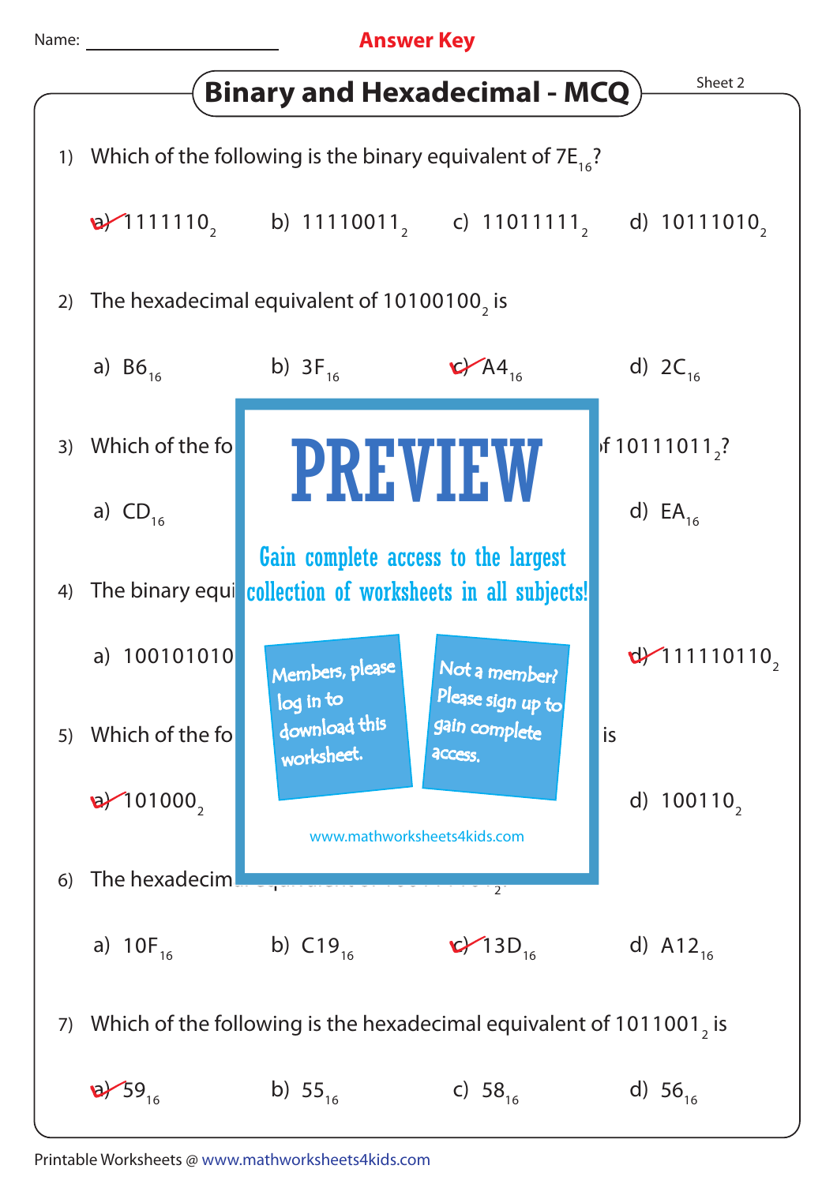Name: ________________

**Answer Key**

# Binary and Hexadecimal - MCQ

Sheet 2

1) Which of the following is the binary equivalent of $7E_{16}$?

a) ✓ $1111110_2$  b) $11110011_2$  c) $11011111_2$  d) $10111010_2$

2) The hexadecimal equivalent of $10100100_2$ is

a) $B6_{16}$  b) $3F_{16}$  c) ✓ $A4_{16}$  d) $2C_{16}$

3) Which of the fo ... f $10111011_2$?

a) $CD_{16}$ ... d) $EA_{16}$

PREVIEW

Gain complete access to the largest collection of worksheets in all subjects!

Members, please log in to download this worksheet.

Not a member? Please sign up to gain complete access.

www.mathworksheets4kids.com

4) The binary equi...

a) 100101010 ... d) ✓ $111110110_2$

5) Which of the fo ... is

a) ✓ $101000_2$ ... d) $100110_2$

6) The hexadecim...

a) $10F_{16}$  b) $C19_{16}$  c) ✓ $13D_{16}$  d) $A12_{16}$

7) Which of the following is the hexadecimal equivalent of $1011001_2$ is

a) ✓ $59_{16}$  b) $55_{16}$  c) $58_{16}$  d) $56_{16}$

Printable Worksheets @ www.mathworksheets4kids.com